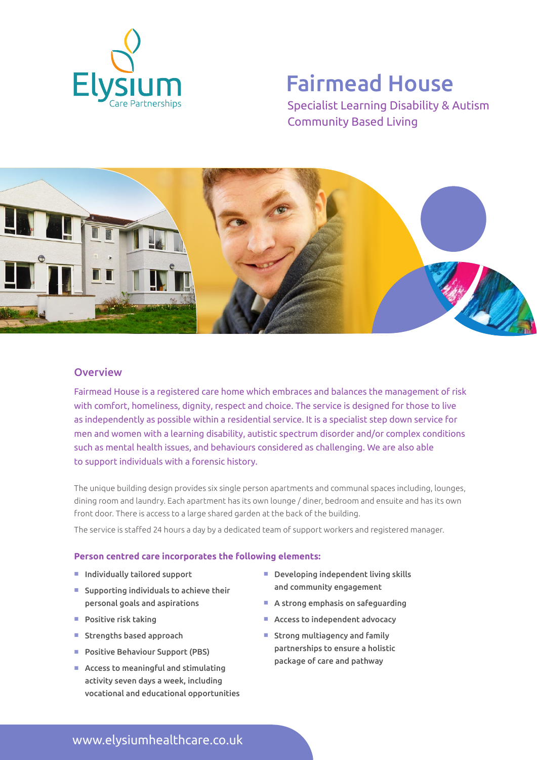Elysium Care Partnerships

# Fairmead House

Specialist Learning Disability & Autism Community Based Living

## Overview

Fairmead House is a registered care home which embraces and balances the management of risk with comfort, homeliness, dignity, respect and choice. The service is designed for those to live as independently as possible within a residential service. It is a specialist step down service for men and women with a learning disability, autistic spectrum disorder and/or complex conditions such as mental health issues, and behaviours considered as challenging. We are also able to support individuals with a forensic history.

The unique building design provides six single person apartments and communal spaces including, lounges, dining room and laundry. Each apartment has its own lounge / diner, bedroom and ensuite and has its own front door. There is access to a large shared garden at the back of the building.

The service is staffed 24 hours a day by a dedicated team of support workers and registered manager.

**Person centred care incorporates the following elements:**

- Individually tailored support
- Supporting individuals to achieve their personal goals and aspirations
- Positive risk taking
- Strengths based approach
- Positive Behaviour Support (PBS)
- Access to meaningful and stimulating activity seven days a week, including vocational and educational opportunities
- Developing independent living skills and community engagement
- A strong emphasis on safeguarding
- Access to independent advocacy
- Strong multiagency and family partnerships to ensure a holistic package of care and pathway

www.elysiumhealthcare.co.uk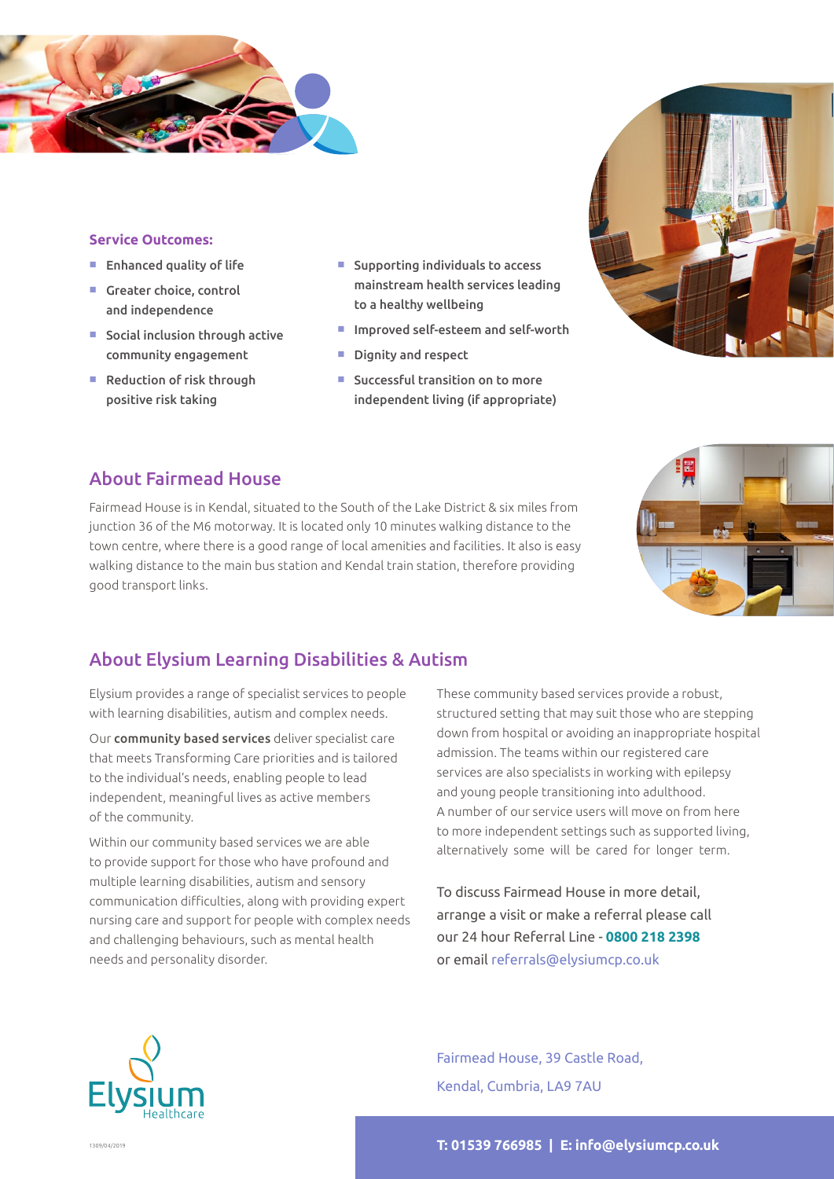**Service Outcomes:**

- Enhanced quality of life
- Greater choice, control and independence
- Social inclusion through active community engagement
- Reduction of risk through positive risk taking
- Supporting individuals to access mainstream health services leading to a healthy wellbeing
- Improved self-esteem and self-worth
- Dignity and respect
- Successful transition on to more independent living (if appropriate)

## About Fairmead House

Fairmead House is in Kendal, situated to the South of the Lake District & six miles from junction 36 of the M6 motorway. It is located only 10 minutes walking distance to the town centre, where there is a good range of local amenities and facilities. It also is easy walking distance to the main bus station and Kendal train station, therefore providing good transport links.

## About Elysium Learning Disabilities & Autism

Elysium provides a range of specialist services to people with learning disabilities, autism and complex needs.

Our **community based services** deliver specialist care that meets Transforming Care priorities and is tailored to the individual's needs, enabling people to lead independent, meaningful lives as active members of the community.

Within our community based services we are able to provide support for those who have profound and multiple learning disabilities, autism and sensory communication difficulties, along with providing expert nursing care and support for people with complex needs and challenging behaviours, such as mental health needs and personality disorder.

These community based services provide a robust, structured setting that may suit those who are stepping down from hospital or avoiding an inappropriate hospital admission. The teams within our registered care services are also specialists in working with epilepsy and young people transitioning into adulthood. A number of our service users will move on from here to more independent settings such as supported living, alternatively some will be cared for longer term.

To discuss Fairmead House in more detail, arrange a visit or make a referral please call our 24 hour Referral Line - **0800 218 2398** or email referrals@elysiumcp.co.uk

Elysium Healthcare

Fairmead House, 39 Castle Road,
Kendal, Cumbria, LA9 7AU

1309/04/2019

**T: 01539 766985 | E: info@elysiumcp.co.uk**